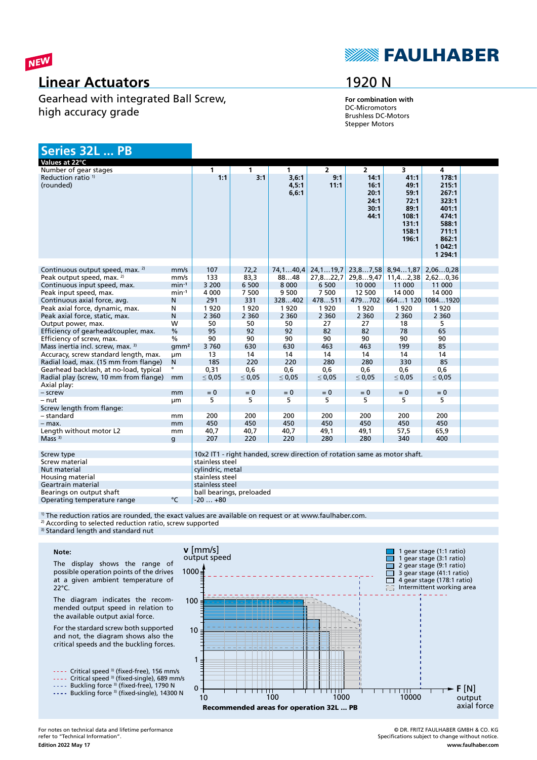NEW

FAULHABER

# Linear Actuators

## 1920 N

Gearhead with integrated Ball Screw, high accuracy grade

**For combination with**
DC-Micromotors
Brushless DC-Motors
Stepper Motors

## Series 32L ... PB

| Values at 22°C | | | | | | | | |
|---|---|---|---|---|---|---|---|---|
| Number of gear stages | | 1 | 1 | 1 | 2 | 2 | 3 | 4 |
| Reduction ratio [1] (rounded) | | **1:1** | **3:1** | **3,6:1 4,5:1 6,6:1** | **9:1 11:1** | **14:1 16:1 20:1 24:1 30:1 44:1** | **41:1 49:1 59:1 72:1 89:1 108:1 131:1 158:1 196:1** | **178:1 215:1 267:1 323:1 401:1 474:1 588:1 711:1 862:1 1 042:1 1 294:1** |
| Continuous output speed, max. [2] | mm/s | 107 | 72,2 | 74,1…40,4 | 24,1…19,7 | 23,8…7,58 | 8,94…1,87 | 2,06…0,28 |
| Peak output speed, max. [2] | mm/s | 133 | 83,3 | 88…48 | 27,8…22,7 | 29,8…9,47 | 11,4…2,38 | 2,62…0,36 |
| Continuous input speed, max. | min⁻¹ | 3 200 | 6 500 | 8 000 | 6 500 | 10 000 | 11 000 | 11 000 |
| Peak input speed, max. | min⁻¹ | 4 000 | 7 500 | 9 500 | 7 500 | 12 500 | 14 000 | 14 000 |
| Continuous axial force, avg. | N | 291 | 331 | 328…402 | 478…511 | 479…702 | 664…1 120 | 1084…1920 |
| Peak axial force, dynamic, max. | N | 1 920 | 1 920 | 1 920 | 1 920 | 1 920 | 1 920 | 1 920 |
| Peak axial force, static, max. | N | 2 360 | 2 360 | 2 360 | 2 360 | 2 360 | 2 360 | 2 360 |
| Output power, max. | W | 50 | 50 | 50 | 27 | 27 | 18 | 5 |
| Efficiency of gearhead/coupler, max. | % | 95 | 92 | 92 | 82 | 82 | 78 | 65 |
| Efficiency of screw, max. | % | 90 | 90 | 90 | 90 | 90 | 90 | 90 |
| Mass inertia incl. screw, max. [3] | gmm² | 3 760 | 630 | 630 | 463 | 463 | 199 | 85 |
| Accuracy, screw standard length, max. | µm | 13 | 14 | 14 | 14 | 14 | 14 | 14 |
| Radial load, max. (15 mm from flange) | N | 185 | 220 | 220 | 280 | 280 | 330 | 85 |
| Gearhead backlash, at no-load, typical | ° | 0,31 | 0,6 | 0,6 | 0,6 | 0,6 | 0,6 | 0,6 |
| Radial play (screw, 10 mm from flange) | mm | ≤ 0,05 | ≤ 0,05 | ≤ 0,05 | ≤ 0,05 | ≤ 0,05 | ≤ 0,05 | ≤ 0,05 |
| Axial play: | | | | | | | | |
| – screw | mm | = 0 | = 0 | = 0 | = 0 | = 0 | = 0 | = 0 |
| – nut | µm | 5 | 5 | 5 | 5 | 5 | 5 | 5 |
| Screw length from flange: | | | | | | | | |
| – standard | mm | 200 | 200 | 200 | 200 | 200 | 200 | 200 |
| – max. | mm | 450 | 450 | 450 | 450 | 450 | 450 | 450 |
| Length without motor L2 | mm | 40,7 | 40,7 | 40,7 | 49,1 | 49,1 | 57,5 | 65,9 |
| Mass [3] | g | 207 | 220 | 220 | 280 | 280 | 340 | 400 |

| | | |
|---|---|---|
| Screw type | | 10x2 IT1 - right handed, screw direction of rotation same as motor shaft. |
| Screw material | | stainless steel |
| Nut material | | cylindric, metal |
| Housing material | | stainless steel |
| Geartrain material | | stainless steel |
| Bearings on output shaft | | ball bearings, preloaded |
| Operating temperature range | °C | -20 … +80 |

[1] The reduction ratios are rounded, the exact values are available on request or at www.faulhaber.com.
[2] According to selected reduction ratio, screw supported
[3] Standard length and standard nut

**Note:**

The display shows the range of possible operation points of the drives at a given ambient temperature of 22°C.

The diagram indicates the recommended output speed in relation to the available output axial force.

For the standard screw both supported and not, the diagram shows also the critical speeds and the buckling forces.

- Critical speed [3] (fixed-free), 156 mm/s
- Critical speed [3] (fixed-single), 689 mm/s
- Buckling force [3] (fixed-free), 1790 N
- Buckling force [3] (fixed-single), 14300 N

Legend:
- 1 gear stage (1:1 ratio)
- 1 gear stage (3:1 ratio)
- 2 gear stage (9:1 ratio)
- 3 gear stage (41:1 ratio)
- 4 gear stage (178:1 ratio)
- Intermittent working area

v [mm/s] output speed; F [N] output axial force

**Recommended areas for operation 32L ... PB**

For notes on technical data and lifetime performance refer to "Technical Information".

**Edition 2022 May 17**

© DR. FRITZ FAULHABER GMBH & CO. KG
Specifications subject to change without notice.
**www.faulhaber.com**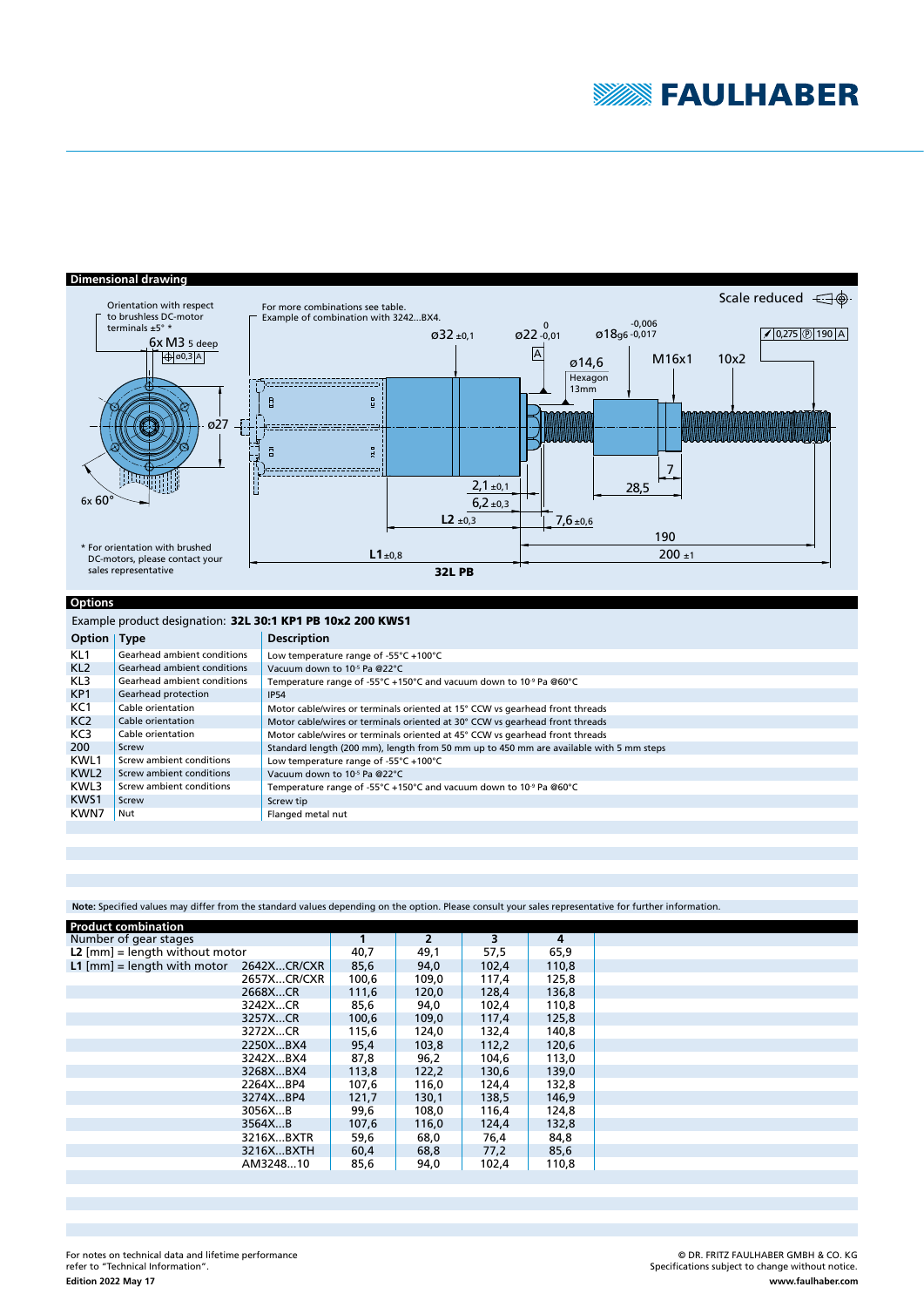## Dimensional drawing

Scale reduced

Orientation with respect to brushless DC-motor terminals ±5° *

6x M3 5 deep

ø0,3 A

ø27

6x 60°

For more combinations see table.
Example of combination with 3242...BX4.

ø32 ±0,1

ø22 0 -0,01

A

ø18g6 -0,006 -0,017

ø14,6

Hexagon 13mm

M16x1

10x2

0,275 Ⓟ 190 A

2,1 ±0,1

6,2 ±0,3

L2 ±0,3

7,6 ±0,6

7

28,5

190

200 ±1

L1 ±0,8

32L PB

\* For orientation with brushed DC-motors, please contact your sales representative

## Options

Example product designation: **32L 30:1 KP1 PB 10x2 200 KWS1**

| Option | Type | Description |
|---|---|---|
| KL1 | Gearhead ambient conditions | Low temperature range of -55°C +100°C |
| KL2 | Gearhead ambient conditions | Vacuum down to $10^{-5}$ Pa @22°C |
| KL3 | Gearhead ambient conditions | Temperature range of -55°C +150°C and vacuum down to $10^{-9}$ Pa @60°C |
| KP1 | Gearhead protection | IP54 |
| KC1 | Cable orientation | Motor cable/wires or terminals oriented at 15° CCW vs gearhead front threads |
| KC2 | Cable orientation | Motor cable/wires or terminals oriented at 30° CCW vs gearhead front threads |
| KC3 | Cable orientation | Motor cable/wires or terminals oriented at 45° CCW vs gearhead front threads |
| 200 | Screw | Standard length (200 mm), length from 50 mm up to 450 mm are available with 5 mm steps |
| KWL1 | Screw ambient conditions | Low temperature range of -55°C +100°C |
| KWL2 | Screw ambient conditions | Vacuum down to $10^{-5}$ Pa @22°C |
| KWL3 | Screw ambient conditions | Temperature range of -55°C +150°C and vacuum down to $10^{-9}$ Pa @60°C |
| KWS1 | Screw | Screw tip |
| KWN7 | Nut | Flanged metal nut |

**Note:** Specified values may differ from the standard values depending on the option. Please consult your sales representative for further information.

## Product combination

| Number of gear stages | | 1 | 2 | 3 | 4 |
|---|---|---|---|---|---|
| **L2** [mm] = length without motor | | 40,7 | 49,1 | 57,5 | 65,9 |
| **L1** [mm] = length with motor | 2642X...CR/CXR | 85,6 | 94,0 | 102,4 | 110,8 |
| | 2657X...CR/CXR | 100,6 | 109,0 | 117,4 | 125,8 |
| | 2668X...CR | 111,6 | 120,0 | 128,4 | 136,8 |
| | 3242X...CR | 85,6 | 94,0 | 102,4 | 110,8 |
| | 3257X...CR | 100,6 | 109,0 | 117,4 | 125,8 |
| | 3272X...CR | 115,6 | 124,0 | 132,4 | 140,8 |
| | 2250X...BX4 | 95,4 | 103,8 | 112,2 | 120,6 |
| | 3242X...BX4 | 87,8 | 96,2 | 104,6 | 113,0 |
| | 3268X...BX4 | 113,8 | 122,2 | 130,6 | 139,0 |
| | 2264X...BP4 | 107,6 | 116,0 | 124,4 | 132,8 |
| | 3274X...BP4 | 121,7 | 130,1 | 138,5 | 146,9 |
| | 3056X...B | 99,6 | 108,0 | 116,4 | 124,8 |
| | 3564X...B | 107,6 | 116,0 | 124,4 | 132,8 |
| | 3216X...BXTR | 59,6 | 68,0 | 76,4 | 84,8 |
| | 3216X...BXTH | 60,4 | 68,8 | 77,2 | 85,6 |
| | AM3248...10 | 85,6 | 94,0 | 102,4 | 110,8 |

For notes on technical data and lifetime performance refer to "Technical Information".

**Edition 2022 May 17**

© DR. FRITZ FAULHABER GMBH & CO. KG
Specifications subject to change without notice.
**www.faulhaber.com**